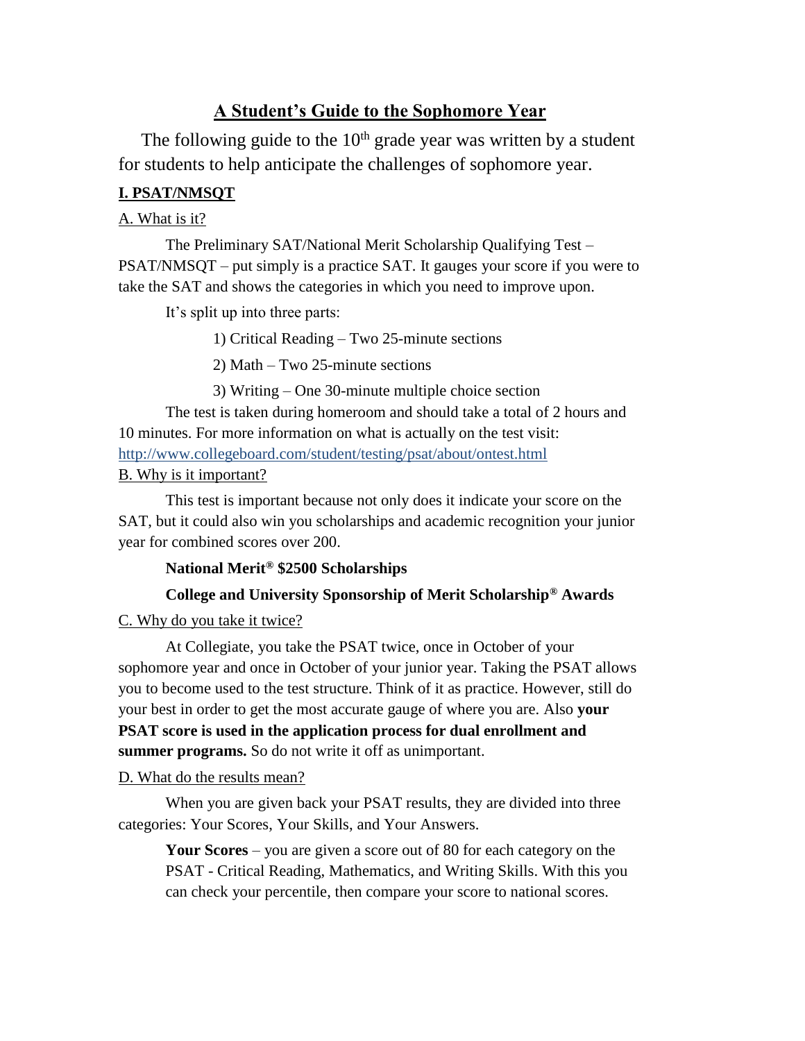# A Student's Guide to the Sophomore Year

The following guide to the 10th grade year was written by a student for students to help anticipate the challenges of sophomore year.

## I. PSAT/NMSQT

### A. What is it?

The Preliminary SAT/National Merit Scholarship Qualifying Test – PSAT/NMSQT – put simply is a practice SAT. It gauges your score if you were to take the SAT and shows the categories in which you need to improve upon.

It's split up into three parts:

1) Critical Reading – Two 25-minute sections
2) Math – Two 25-minute sections
3) Writing – One 30-minute multiple choice section

The test is taken during homeroom and should take a total of 2 hours and 10 minutes. For more information on what is actually on the test visit: http://www.collegeboard.com/student/testing/psat/about/ontest.html

### B. Why is it important?

This test is important because not only does it indicate your score on the SAT, but it could also win you scholarships and academic recognition your junior year for combined scores over 200.

**National Merit® $2500 Scholarships**

**College and University Sponsorship of Merit Scholarship® Awards**

### C. Why do you take it twice?

At Collegiate, you take the PSAT twice, once in October of your sophomore year and once in October of your junior year. Taking the PSAT allows you to become used to the test structure. Think of it as practice. However, still do your best in order to get the most accurate gauge of where you are. Also **your PSAT score is used in the application process for dual enrollment and summer programs.** So do not write it off as unimportant.

### D. What do the results mean?

When you are given back your PSAT results, they are divided into three categories: Your Scores, Your Skills, and Your Answers.

**Your Scores** – you are given a score out of 80 for each category on the PSAT - Critical Reading, Mathematics, and Writing Skills. With this you can check your percentile, then compare your score to national scores.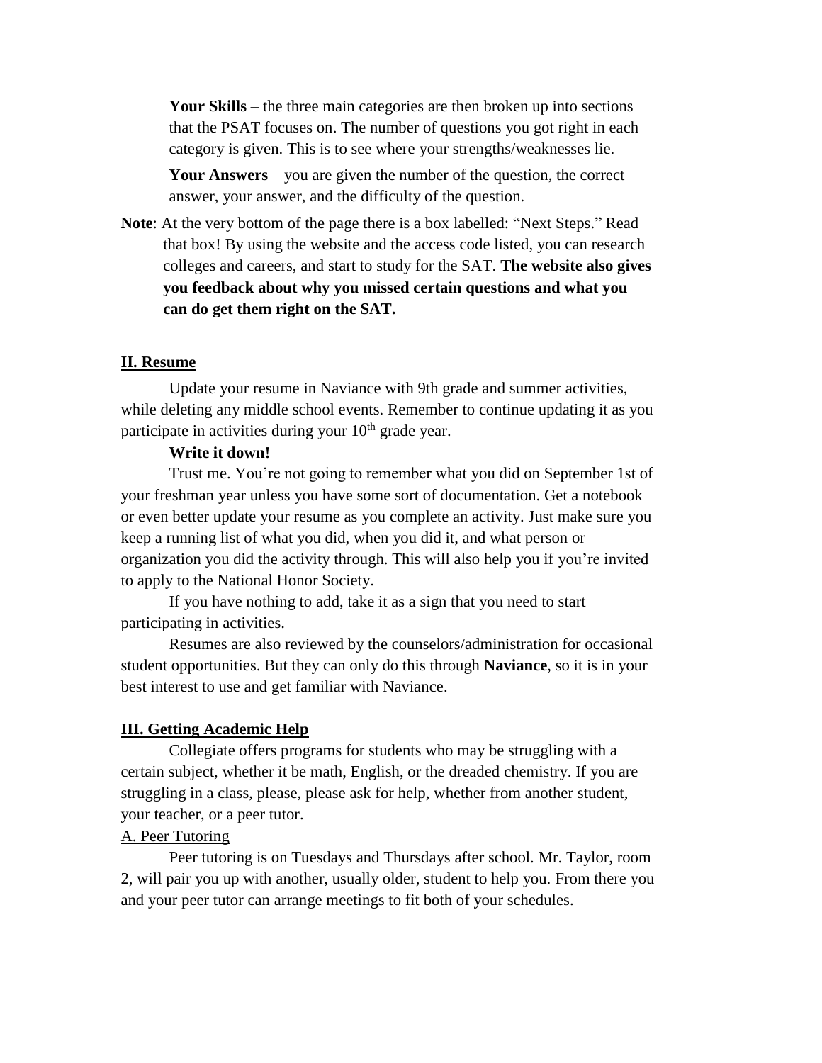**Your Skills** – the three main categories are then broken up into sections that the PSAT focuses on. The number of questions you got right in each category is given. This is to see where your strengths/weaknesses lie.

**Your Answers** – you are given the number of the question, the correct answer, your answer, and the difficulty of the question.

**Note**: At the very bottom of the page there is a box labelled: "Next Steps." Read that box! By using the website and the access code listed, you can research colleges and careers, and start to study for the SAT. **The website also gives you feedback about why you missed certain questions and what you can do get them right on the SAT.**

## II. Resume

Update your resume in Naviance with 9th grade and summer activities, while deleting any middle school events. Remember to continue updating it as you participate in activities during your 10th grade year.

**Write it down!**

Trust me. You're not going to remember what you did on September 1st of your freshman year unless you have some sort of documentation. Get a notebook or even better update your resume as you complete an activity. Just make sure you keep a running list of what you did, when you did it, and what person or organization you did the activity through. This will also help you if you're invited to apply to the National Honor Society.

If you have nothing to add, take it as a sign that you need to start participating in activities.

Resumes are also reviewed by the counselors/administration for occasional student opportunities. But they can only do this through **Naviance**, so it is in your best interest to use and get familiar with Naviance.

## III. Getting Academic Help

Collegiate offers programs for students who may be struggling with a certain subject, whether it be math, English, or the dreaded chemistry. If you are struggling in a class, please, please ask for help, whether from another student, your teacher, or a peer tutor.

### A. Peer Tutoring

Peer tutoring is on Tuesdays and Thursdays after school. Mr. Taylor, room 2, will pair you up with another, usually older, student to help you. From there you and your peer tutor can arrange meetings to fit both of your schedules.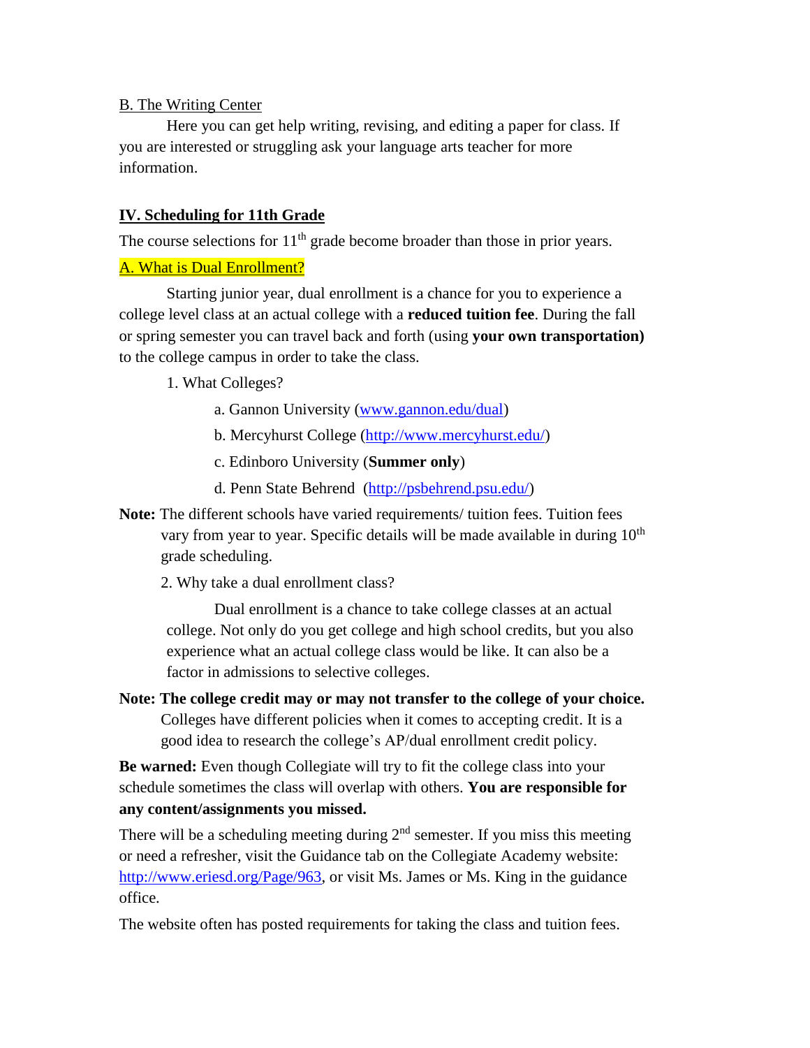### B. The Writing Center

Here you can get help writing, revising, and editing a paper for class. If you are interested or struggling ask your language arts teacher for more information.

## IV. Scheduling for 11th Grade

The course selections for 11th grade become broader than those in prior years.

### A. What is Dual Enrollment?

Starting junior year, dual enrollment is a chance for you to experience a college level class at an actual college with a **reduced tuition fee**. During the fall or spring semester you can travel back and forth (using **your own transportation)** to the college campus in order to take the class.

1. What Colleges?

    a. Gannon University (www.gannon.edu/dual)

    b. Mercyhurst College (http://www.mercyhurst.edu/)

    c. Edinboro University (**Summer only**)

    d. Penn State Behrend (http://psbehrend.psu.edu/)

**Note:** The different schools have varied requirements/ tuition fees. Tuition fees vary from year to year. Specific details will be made available in during 10th grade scheduling.

2. Why take a dual enrollment class?

    Dual enrollment is a chance to take college classes at an actual college. Not only do you get college and high school credits, but you also experience what an actual college class would be like. It can also be a factor in admissions to selective colleges.

**Note: The college credit may or may not transfer to the college of your choice.** Colleges have different policies when it comes to accepting credit. It is a good idea to research the college's AP/dual enrollment credit policy.

**Be warned:** Even though Collegiate will try to fit the college class into your schedule sometimes the class will overlap with others. **You are responsible for any content/assignments you missed.**

There will be a scheduling meeting during 2nd semester. If you miss this meeting or need a refresher, visit the Guidance tab on the Collegiate Academy website: http://www.eriesd.org/Page/963, or visit Ms. James or Ms. King in the guidance office.

The website often has posted requirements for taking the class and tuition fees.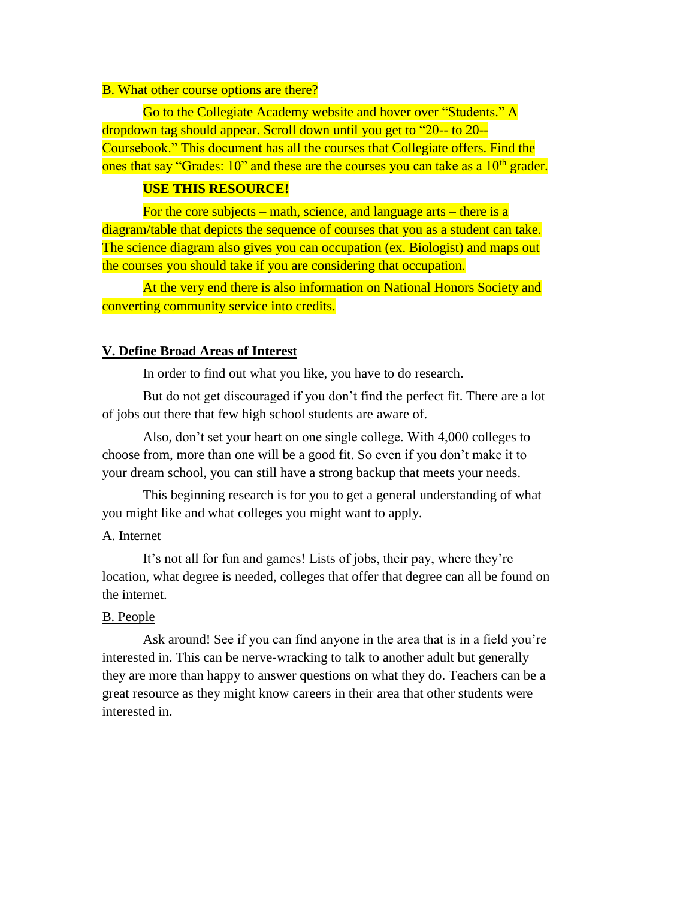B. What other course options are there?

Go to the Collegiate Academy website and hover over "Students." A dropdown tag should appear. Scroll down until you get to "20-- to 20-- Coursebook." This document has all the courses that Collegiate offers. Find the ones that say "Grades: 10" and these are the courses you can take as a 10th grader.

**USE THIS RESOURCE!**

For the core subjects – math, science, and language arts – there is a diagram/table that depicts the sequence of courses that you as a student can take. The science diagram also gives you can occupation (ex. Biologist) and maps out the courses you should take if you are considering that occupation.

At the very end there is also information on National Honors Society and converting community service into credits.

## V. Define Broad Areas of Interest

In order to find out what you like, you have to do research.

But do not get discouraged if you don't find the perfect fit. There are a lot of jobs out there that few high school students are aware of.

Also, don't set your heart on one single college. With 4,000 colleges to choose from, more than one will be a good fit. So even if you don't make it to your dream school, you can still have a strong backup that meets your needs.

This beginning research is for you to get a general understanding of what you might like and what colleges you might want to apply.

### A. Internet

It's not all for fun and games! Lists of jobs, their pay, where they're location, what degree is needed, colleges that offer that degree can all be found on the internet.

### B. People

Ask around! See if you can find anyone in the area that is in a field you're interested in. This can be nerve-wracking to talk to another adult but generally they are more than happy to answer questions on what they do. Teachers can be a great resource as they might know careers in their area that other students were interested in.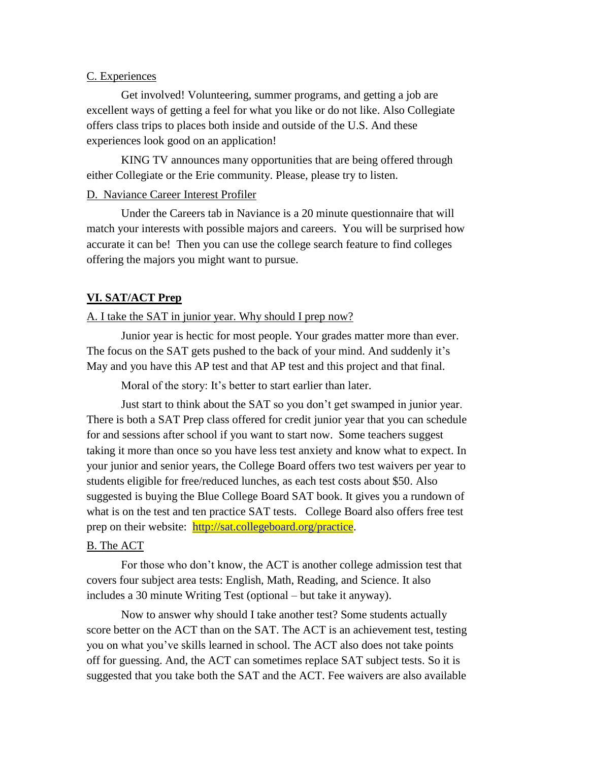C. Experiences

Get involved! Volunteering, summer programs, and getting a job are excellent ways of getting a feel for what you like or do not like. Also Collegiate offers class trips to places both inside and outside of the U.S. And these experiences look good on an application!

KING TV announces many opportunities that are being offered through either Collegiate or the Erie community. Please, please try to listen.

D. Naviance Career Interest Profiler

Under the Careers tab in Naviance is a 20 minute questionnaire that will match your interests with possible majors and careers. You will be surprised how accurate it can be! Then you can use the college search feature to find colleges offering the majors you might want to pursue.

## VI. SAT/ACT Prep

A. I take the SAT in junior year. Why should I prep now?

Junior year is hectic for most people. Your grades matter more than ever. The focus on the SAT gets pushed to the back of your mind. And suddenly it's May and you have this AP test and that AP test and this project and that final.

Moral of the story: It's better to start earlier than later.

Just start to think about the SAT so you don't get swamped in junior year. There is both a SAT Prep class offered for credit junior year that you can schedule for and sessions after school if you want to start now. Some teachers suggest taking it more than once so you have less test anxiety and know what to expect. In your junior and senior years, the College Board offers two test waivers per year to students eligible for free/reduced lunches, as each test costs about $50. Also suggested is buying the Blue College Board SAT book. It gives you a rundown of what is on the test and ten practice SAT tests. College Board also offers free test prep on their website: http://sat.collegeboard.org/practice.

B. The ACT

For those who don't know, the ACT is another college admission test that covers four subject area tests: English, Math, Reading, and Science. It also includes a 30 minute Writing Test (optional – but take it anyway).

Now to answer why should I take another test? Some students actually score better on the ACT than on the SAT. The ACT is an achievement test, testing you on what you've skills learned in school. The ACT also does not take points off for guessing. And, the ACT can sometimes replace SAT subject tests. So it is suggested that you take both the SAT and the ACT. Fee waivers are also available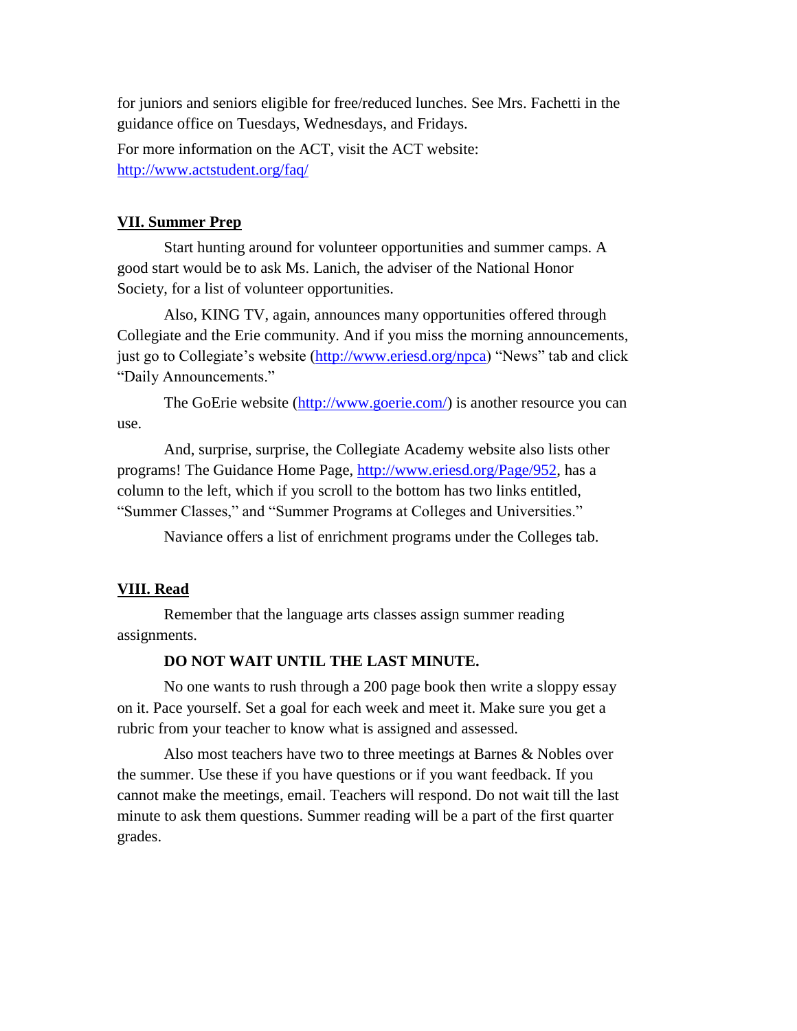for juniors and seniors eligible for free/reduced lunches. See Mrs. Fachetti in the guidance office on Tuesdays, Wednesdays, and Fridays.

For more information on the ACT, visit the ACT website: http://www.actstudent.org/faq/

## VII. Summer Prep

Start hunting around for volunteer opportunities and summer camps. A good start would be to ask Ms. Lanich, the adviser of the National Honor Society, for a list of volunteer opportunities.

Also, KING TV, again, announces many opportunities offered through Collegiate and the Erie community. And if you miss the morning announcements, just go to Collegiate's website (http://www.eriesd.org/npca) "News" tab and click "Daily Announcements."

The GoErie website (http://www.goerie.com/) is another resource you can use.

And, surprise, surprise, the Collegiate Academy website also lists other programs! The Guidance Home Page, http://www.eriesd.org/Page/952, has a column to the left, which if you scroll to the bottom has two links entitled, "Summer Classes," and "Summer Programs at Colleges and Universities."

Naviance offers a list of enrichment programs under the Colleges tab.

## VIII. Read

Remember that the language arts classes assign summer reading assignments.

**DO NOT WAIT UNTIL THE LAST MINUTE.**

No one wants to rush through a 200 page book then write a sloppy essay on it. Pace yourself. Set a goal for each week and meet it. Make sure you get a rubric from your teacher to know what is assigned and assessed.

Also most teachers have two to three meetings at Barnes & Nobles over the summer. Use these if you have questions or if you want feedback. If you cannot make the meetings, email. Teachers will respond. Do not wait till the last minute to ask them questions. Summer reading will be a part of the first quarter grades.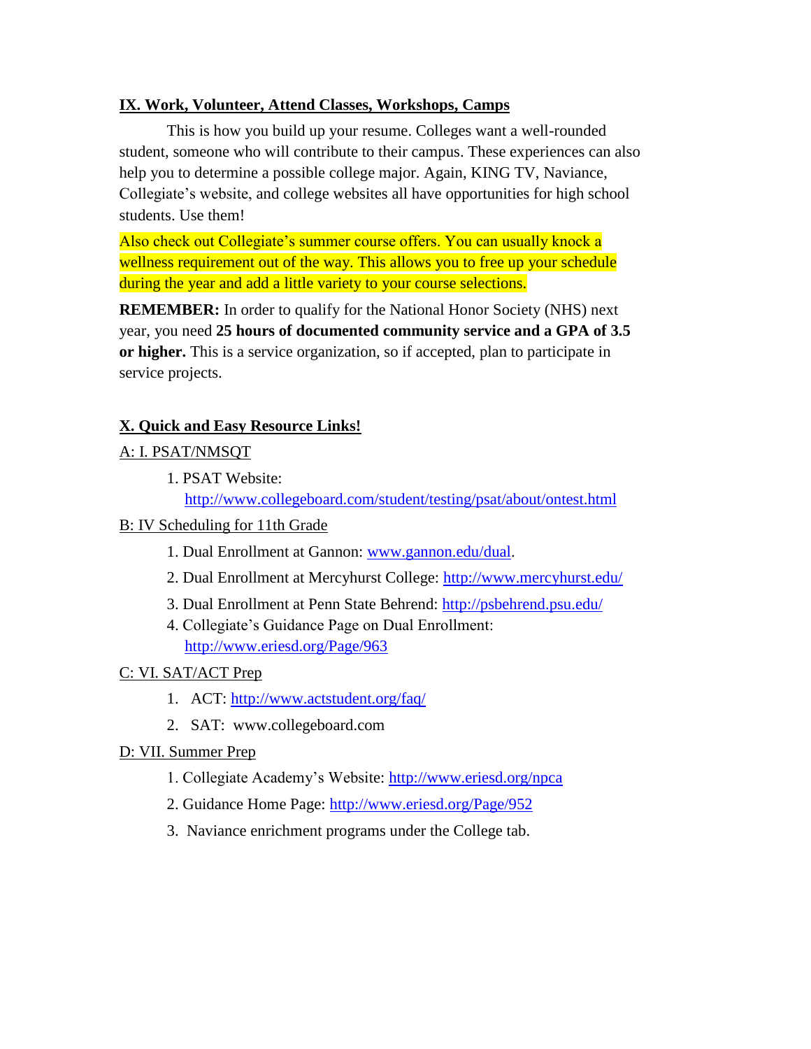## IX. Work, Volunteer, Attend Classes, Workshops, Camps

This is how you build up your resume. Colleges want a well-rounded student, someone who will contribute to their campus. These experiences can also help you to determine a possible college major. Again, KING TV, Naviance, Collegiate's website, and college websites all have opportunities for high school students. Use them!

Also check out Collegiate's summer course offers. You can usually knock a wellness requirement out of the way. This allows you to free up your schedule during the year and add a little variety to your course selections.

**REMEMBER:** In order to qualify for the National Honor Society (NHS) next year, you need **25 hours of documented community service and a GPA of 3.5 or higher.** This is a service organization, so if accepted, plan to participate in service projects.

## X. Quick and Easy Resource Links!

A: I. PSAT/NMSQT

1. PSAT Website: http://www.collegeboard.com/student/testing/psat/about/ontest.html

B: IV Scheduling for 11th Grade

1. Dual Enrollment at Gannon: www.gannon.edu/dual.
2. Dual Enrollment at Mercyhurst College: http://www.mercyhurst.edu/
3. Dual Enrollment at Penn State Behrend: http://psbehrend.psu.edu/
4. Collegiate's Guidance Page on Dual Enrollment: http://www.eriesd.org/Page/963

C: VI. SAT/ACT Prep

1. ACT: http://www.actstudent.org/faq/
2. SAT: www.collegeboard.com

D: VII. Summer Prep

1. Collegiate Academy's Website: http://www.eriesd.org/npca
2. Guidance Home Page: http://www.eriesd.org/Page/952
3. Naviance enrichment programs under the College tab.